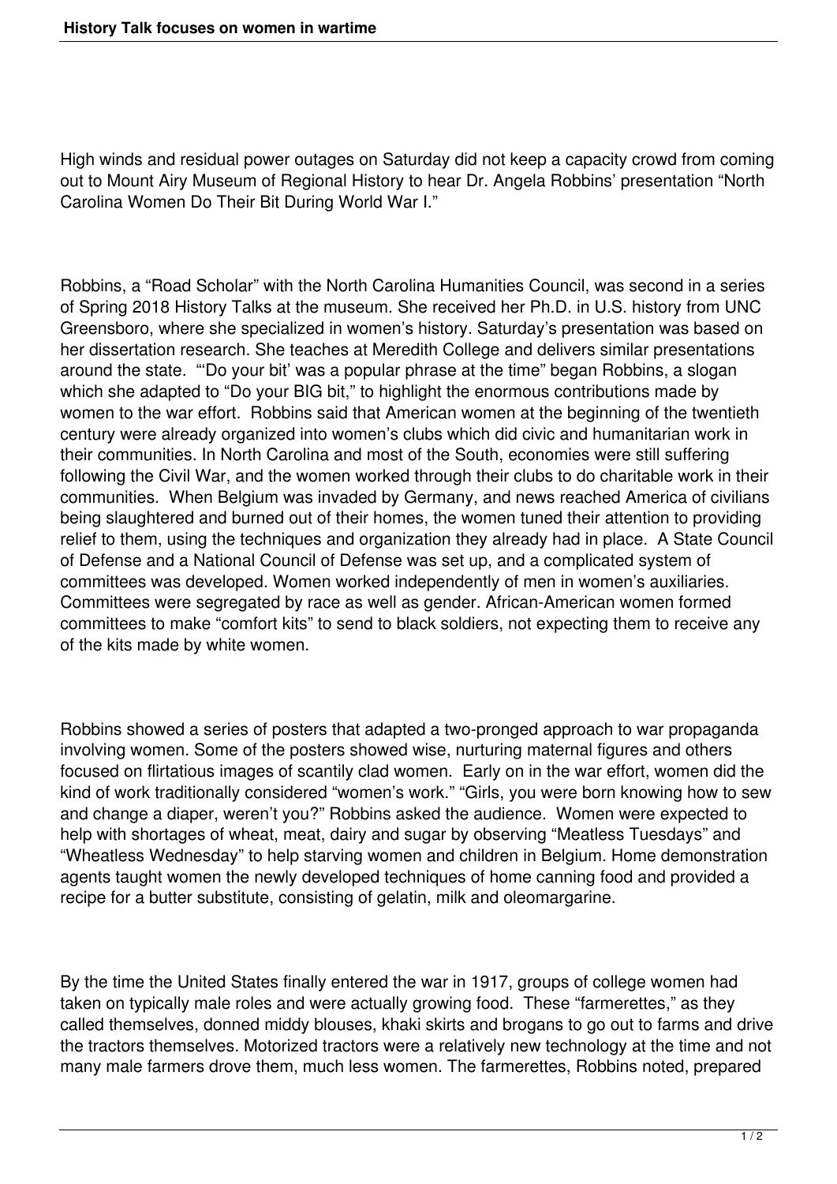High winds and residual power outages on Saturday did not keep a capacity crowd from coming out to Mount Airy Museum of Regional History to hear Dr. Angela Robbins' presentation "North Carolina Women Do Their Bit During World War I."

Robbins, a "Road Scholar" with the North Carolina Humanities Council, was second in a series of Spring 2018 History Talks at the museum. She received her Ph.D. in U.S. history from UNC Greensboro, where she specialized in women's history. Saturday's presentation was based on her dissertation research. She teaches at Meredith College and delivers similar presentations around the state. "'Do your bit' was a popular phrase at the time" began Robbins, a slogan which she adapted to "Do your BIG bit," to highlight the enormous contributions made by women to the war effort. Robbins said that American women at the beginning of the twentieth century were already organized into women's clubs which did civic and humanitarian work in their communities. In North Carolina and most of the South, economies were still suffering following the Civil War, and the women worked through their clubs to do charitable work in their communities. When Belgium was invaded by Germany, and news reached America of civilians being slaughtered and burned out of their homes, the women tuned their attention to providing relief to them, using the techniques and organization they already had in place. A State Council of Defense and a National Council of Defense was set up, and a complicated system of committees was developed. Women worked independently of men in women's auxiliaries. Committees were segregated by race as well as gender. African-American women formed committees to make "comfort kits" to send to black soldiers, not expecting them to receive any of the kits made by white women.

Robbins showed a series of posters that adapted a two-pronged approach to war propaganda involving women. Some of the posters showed wise, nurturing maternal figures and others focused on flirtatious images of scantily clad women. Early on in the war effort, women did the kind of work traditionally considered "women's work." "Girls, you were born knowing how to sew and change a diaper, weren't you?" Robbins asked the audience. Women were expected to help with shortages of wheat, meat, dairy and sugar by observing "Meatless Tuesdays" and "Wheatless Wednesday" to help starving women and children in Belgium. Home demonstration agents taught women the newly developed techniques of home canning food and provided a recipe for a butter substitute, consisting of gelatin, milk and oleomargarine.

By the time the United States finally entered the war in 1917, groups of college women had taken on typically male roles and were actually growing food. These "farmerettes," as they called themselves, donned middy blouses, khaki skirts and brogans to go out to farms and drive the tractors themselves. Motorized tractors were a relatively new technology at the time and not many male farmers drove them, much less women. The farmerettes, Robbins noted, prepared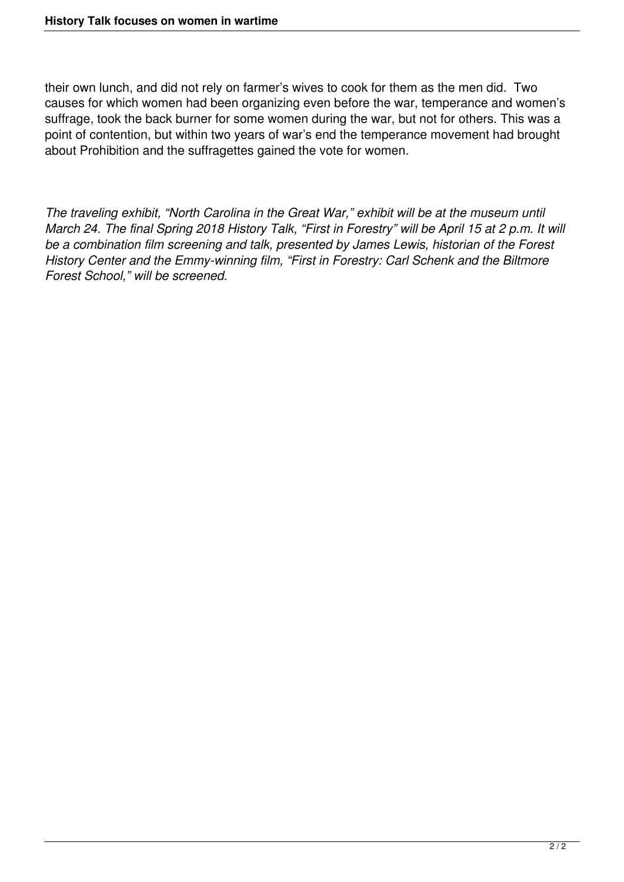their own lunch, and did not rely on farmer's wives to cook for them as the men did. Two causes for which women had been organizing even before the war, temperance and women's suffrage, took the back burner for some women during the war, but not for others. This was a point of contention, but within two years of war's end the temperance movement had brought about Prohibition and the suffragettes gained the vote for women.

*The traveling exhibit, "North Carolina in the Great War," exhibit will be at the museum until March 24. The final Spring 2018 History Talk, "First in Forestry" will be April 15 at 2 p.m. It will be a combination film screening and talk, presented by James Lewis, historian of the Forest History Center and the Emmy-winning film, "First in Forestry: Carl Schenk and the Biltmore Forest School," will be screened.*